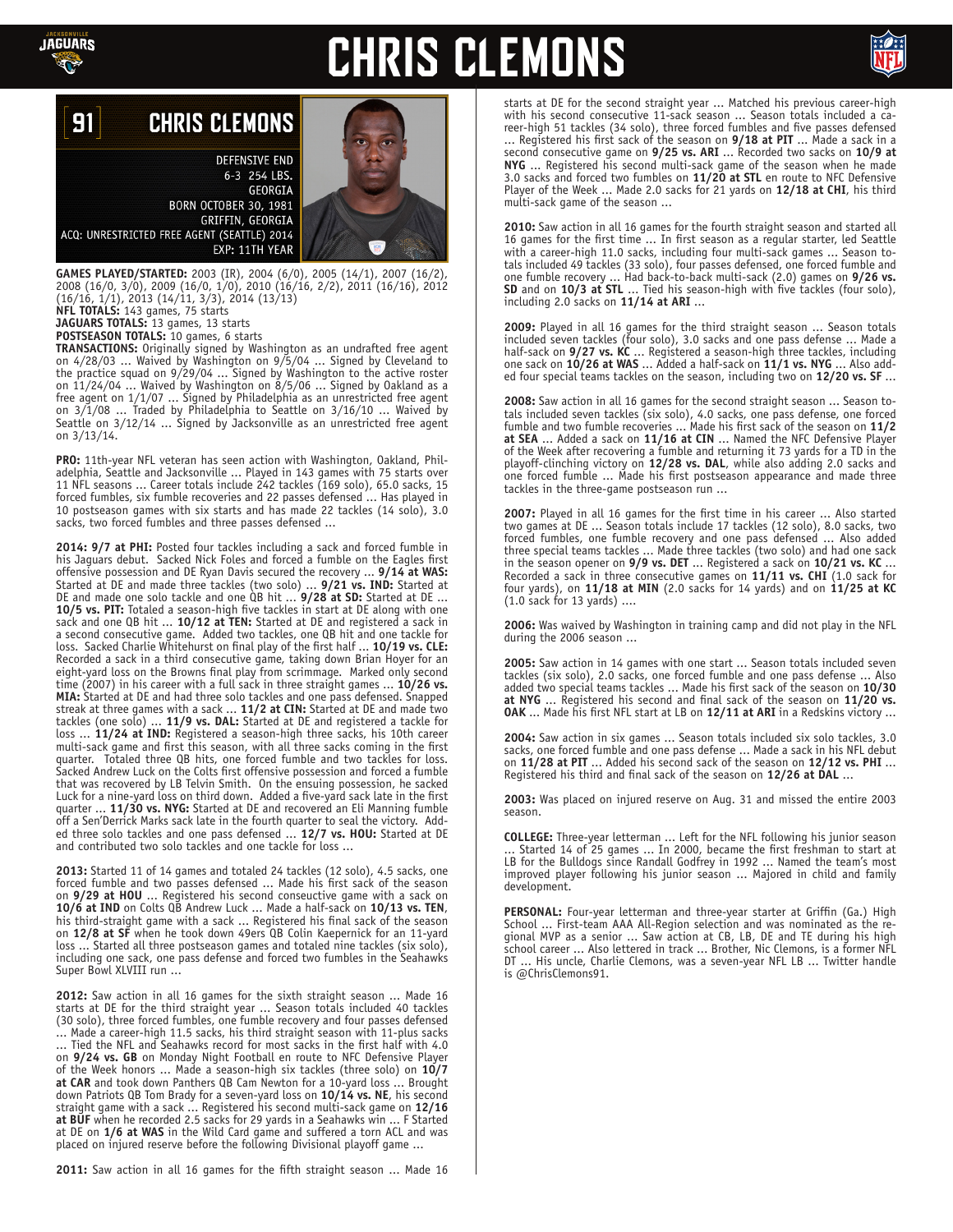# CHRIS CLEMONS

## 91 CHRIS CLEMONS

DEFENSIVE END
6-3 254 LBS.
GEORGIA
BORN OCTOBER 30, 1981
GRIFFIN, GEORGIA
ACQ: UNRESTRICTED FREE AGENT (SEATTLE) 2014
EXP: 11TH YEAR

**GAMES PLAYED/STARTED:** 2003 (IR), 2004 (6/0), 2005 (14/1), 2007 (16/2), 2008 (16/0, 3/0), 2009 (16/0, 1/0), 2010 (16/16, 2/2), 2011 (16/16), 2012 (16/16, 1/1), 2013 (14/11, 3/3), 2014 (13/13)
**NFL TOTALS:** 143 games, 75 starts
**JAGUARS TOTALS:** 13 games, 13 starts
**POSTSEASON TOTALS:** 10 games, 6 starts
**TRANSACTIONS:** Originally signed by Washington as an undrafted free agent on 4/28/03 ... Waived by Washington on 9/5/04 ... Signed by Cleveland to the practice squad on 9/29/04 ... Signed by Washington to the active roster on 11/24/04 ... Waived by Washington on 8/5/06 ... Signed by Oakland as a free agent on 1/1/07 ... Signed by Philadelphia as an unrestricted free agent on 3/1/08 ... Traded by Philadelphia to Seattle on 3/16/10 ... Waived by Seattle on 3/12/14 ... Signed by Jacksonville as an unrestricted free agent on 3/13/14.

**PRO:** 11th-year NFL veteran has seen action with Washington, Oakland, Philadelphia, Seattle and Jacksonville ... Played in 143 games with 75 starts over 11 NFL seasons ... Career totals include 242 tackles (169 solo), 65.0 sacks, 15 forced fumbles, six fumble recoveries and 22 passes defensed ... Has played in 10 postseason games with six starts and has made 22 tackles (14 solo), 3.0 sacks, two forced fumbles and three passes defensed ...

**2014: 9/7 at PHI:** Posted four tackles including a sack and forced fumble in his Jaguars debut. Sacked Nick Foles and forced a fumble on the Eagles first offensive possession and DE Ryan Davis secured the recovery ... **9/14 at WAS:** Started at DE and made three tackles (two solo) ... **9/21 vs. IND:** Started at DE and made one solo tackle and one QB hit ... **9/28 at SD:** Started at DE ... **10/5 vs. PIT:** Totaled a season-high five tackles in start at DE along with one sack and one QB hit ... **10/12 at TEN:** Started at DE and registered a sack in a second consecutive game. Added two tackles, one QB hit and one tackle for loss. Sacked Charlie Whitehurst on final play of the first half ... **10/19 vs. CLE:** Recorded a sack in a third consecutive game, taking down Brian Hoyer for an eight-yard loss on the Browns final play from scrimmage. Marked only second time (2007) in his career with a full sack in three straight games ... **10/26 vs. MIA:** Started at DE and had three solo tackles and one pass defensed. Snapped streak at three games with a sack ... **11/2 at CIN:** Started at DE and made two tackles (one solo) ... **11/9 vs. DAL:** Started at DE and registered a tackle for loss ... **11/24 at IND:** Registered a season-high three sacks, his 10th career multi-sack game and first this season, with all three sacks coming in the first quarter. Totaled three QB hits, one forced fumble and two tackles for loss. Sacked Andrew Luck on the Colts first offensive possession and forced a fumble that was recovered by LB Telvin Smith. On the ensuing possession, he sacked Luck for a nine-yard loss on third down. Added a five-yard sack late in the first quarter ... **11/30 vs. NYG:** Started at DE and recovered an Eli Manning fumble off a Sen'Derrick Marks sack late in the fourth quarter to seal the victory. Added three solo tackles and one pass defensed ... **12/7 vs. HOU:** Started at DE and contributed two solo tackles and one tackle for loss ...

**2013:** Started 11 of 14 games and totaled 24 tackles (12 solo), 4.5 sacks, one forced fumble and two passes defensed ... Made his first sack of the season on **9/29 at HOU** ... Registered his second consecutive game with a sack on **10/6 at IND** on Colts QB Andrew Luck ... Made a half-sack on **10/13 vs. TEN**, his third-straight game with a sack ... Registered his final sack of the season on **12/8 at SF** when he took down 49ers QB Colin Kaepernick for an 11-yard loss ... Started all three postseason games and totaled nine tackles (six solo), including one sack, one pass defense and forced two fumbles in the Seahawks Super Bowl XLVIII run ...

**2012:** Saw action in all 16 games for the sixth straight season ... Made 16 starts at DE for the third straight year ... Season totals included 40 tackles (30 solo), three forced fumbles, one fumble recovery and four passes defensed ... Made a career-high 11.5 sacks, his third straight season with 11-plus sacks ... Tied the NFL and Seahawks record for most sacks in the first half with 4.0 on **9/24 vs. GB** on Monday Night Football en route to NFC Defensive Player of the Week honors ... Made a season-high six tackles (three solo) on **10/7 at CAR** and took down Panthers QB Cam Newton for a 10-yard loss ... Brought down Patriots QB Tom Brady for a seven-yard loss on **10/14 vs. NE**, his second straight game with a sack ... Registered his second multi-sack game on **12/16 at BUF** when he recorded 2.5 sacks for 29 yards in a Seahawks win ... F Started at DE on **1/6 at WAS** in the Wild Card game and suffered a torn ACL and was placed on injured reserve before the following Divisional playoff game ...

**2011:** Saw action in all 16 games for the fifth straight season ... Made 16 starts at DE for the second straight year ... Matched his previous career-high with his second consecutive 11-sack season ... Season totals included a career-high 51 tackles (34 solo), three forced fumbles and five passes defensed ... Registered his first sack of the season on **9/18 at PIT** ... Made a sack in a second consecutive game on **9/25 vs. ARI** ... Recorded two sacks on **10/9 at NYG** ... Registered his second multi-sack game of the season when he made 3.0 sacks and forced two fumbles on **11/20 at STL** en route to NFC Defensive Player of the Week ... Made 2.0 sacks for 21 yards on **12/18 at CHI**, his third multi-sack game of the season ...

**2010:** Saw action in all 16 games for the fourth straight season and started all 16 games for the first time ... In first season as a regular starter, led Seattle with a career-high 11.0 sacks, including four multi-sack games ... Season totals included 49 tackles (33 solo), four passes defensed, one forced fumble and one fumble recovery ... Had back-to-back multi-sack (2.0) games on **9/26 vs. SD** and on **10/3 at STL** ... Tied his season-high with five tackles (four solo), including 2.0 sacks on **11/14 at ARI** ...

**2009:** Played in all 16 games for the third straight season ... Season totals included seven tackles (four solo), 3.0 sacks and one pass defense ... Made a half-sack on **9/27 vs. KC** ... Registered a season-high three tackles, including one sack on **10/26 at WAS** ... Added a half-sack on **11/1 vs. NYG** ... Also added four special teams tackles on the season, including two on **12/20 vs. SF** ...

**2008:** Saw action in all 16 games for the second straight season ... Season totals included seven tackles (six solo), 4.0 sacks, one pass defense, one forced fumble and two fumble recoveries ... Made his first sack of the season on **11/2 at SEA** ... Added a sack on **11/16 at CIN** ... Named the NFC Defensive Player of the Week after recovering a fumble and returning it 73 yards for a TD in the playoff-clinching victory on **12/28 vs. DAL**, while also adding 2.0 sacks and one forced fumble ... Made his first postseason appearance and made three tackles in the three-game postseason run ...

**2007:** Played in all 16 games for the first time in his career ... Also started two games at DE ... Season totals include 17 tackles (12 solo), 8.0 sacks, two forced fumbles, one fumble recovery and one pass defensed ... Also added three special teams tackles ... Made three tackles (two solo) and had one sack in the season opener on **9/9 vs. DET** ... Registered a sack on **10/21 vs. KC** ... Recorded a sack in three consecutive games on **11/11 vs. CHI** (1.0 sack for four yards), on **11/18 at MIN** (2.0 sacks for 14 yards) and on **11/25 at KC** (1.0 sack for 13 yards) ....

**2006:** Was waived by Washington in training camp and did not play in the NFL during the 2006 season ...

**2005:** Saw action in 14 games with one start ... Season totals included seven tackles (six solo), 2.0 sacks, one forced fumble and one pass defense ... Also added two special teams tackles ... Made his first sack of the season on **10/30 at NYG** ... Registered his second and final sack of the season on **11/20 vs. OAK** ... Made his first NFL start at LB on **12/11 at ARI** in a Redskins victory ...

**2004:** Saw action in six games ... Season totals included six solo tackles, 3.0 sacks, one forced fumble and one pass defense ... Made a sack in his NFL debut on **11/28 at PIT** ... Added his second sack of the season on **12/12 vs. PHI** ... Registered his third and final sack of the season on **12/26 at DAL** ...

**2003:** Was placed on injured reserve on Aug. 31 and missed the entire 2003 season.

**COLLEGE:** Three-year letterman ... Left for the NFL following his junior season ... Started 14 of 25 games ... In 2000, became the first freshman to start at LB for the Bulldogs since Randall Godfrey in 1992 ... Named the team's most improved player following his junior season ... Majored in child and family development.

**PERSONAL:** Four-year letterman and three-year starter at Griffin (Ga.) High School ... First-team AAA All-Region selection and was nominated as the regional MVP as a senior ... Saw action at CB, LB, DE and TE during his high school career ... Also lettered in track ... Brother, Nic Clemons, is a former NFL DT ... His uncle, Charlie Clemons, was a seven-year NFL LB ... Twitter handle is @ChrisClemons91.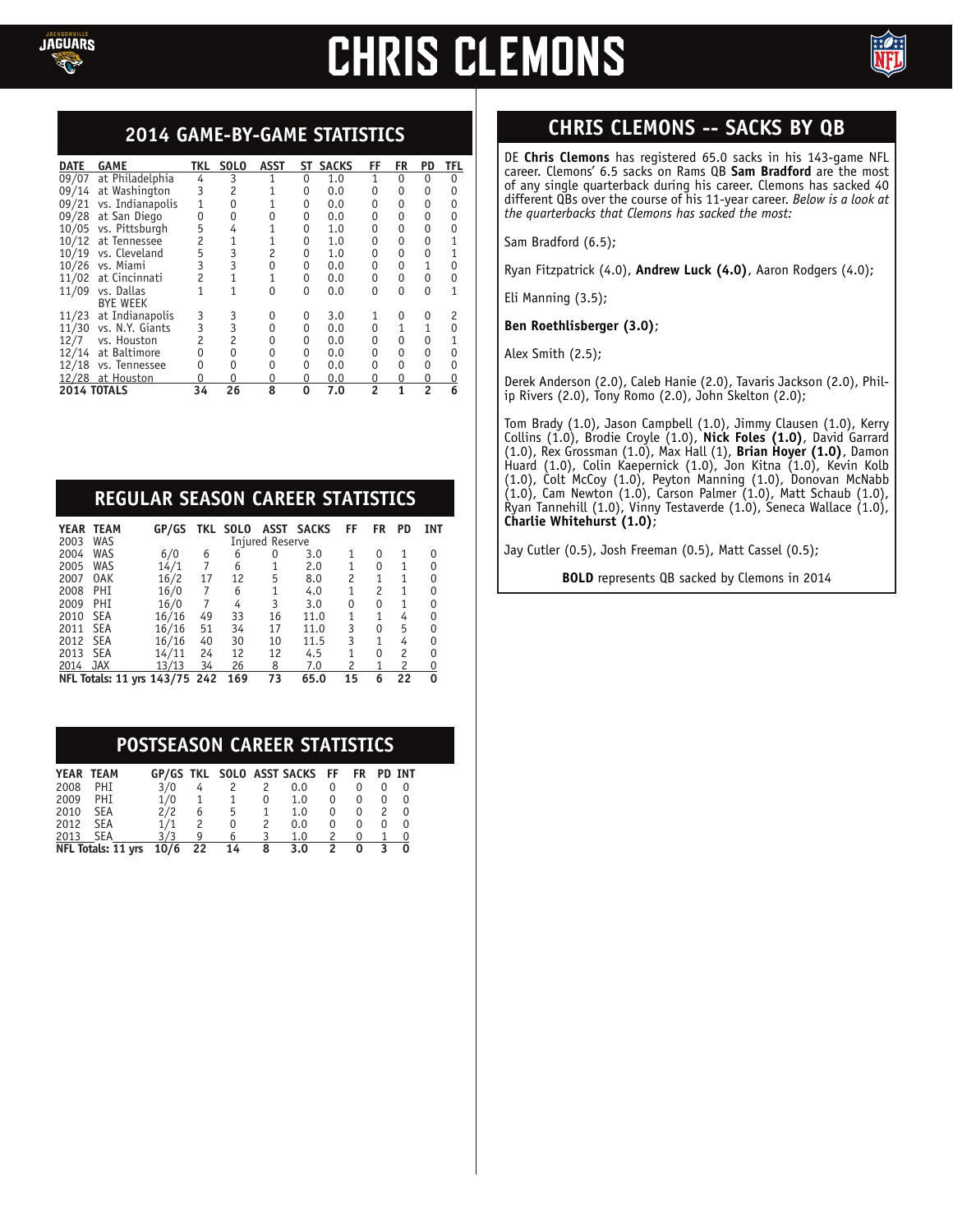# CHRIS CLEMONS

## 2014 GAME-BY-GAME STATISTICS

| DATE | GAME | TKL | SOLO | ASST | ST | SACKS | FF | FR | PD | TFL |
|---|---|---|---|---|---|---|---|---|---|---|
| 09/07 | at Philadelphia | 4 | 3 | 1 | 0 | 1.0 | 1 | 0 | 0 | 0 |
| 09/14 | at Washington | 3 | 2 | 1 | 0 | 0.0 | 0 | 0 | 0 | 0 |
| 09/21 | vs. Indianapolis | 1 | 0 | 1 | 0 | 0.0 | 0 | 0 | 0 | 0 |
| 09/28 | at San Diego | 0 | 0 | 0 | 0 | 0.0 | 0 | 0 | 0 | 0 |
| 10/05 | vs. Pittsburgh | 5 | 4 | 1 | 0 | 1.0 | 0 | 0 | 0 | 0 |
| 10/12 | at Tennessee | 2 | 1 | 1 | 0 | 1.0 | 0 | 0 | 0 | 1 |
| 10/19 | vs. Cleveland | 5 | 3 | 2 | 0 | 1.0 | 0 | 0 | 0 | 1 |
| 10/26 | vs. Miami | 3 | 3 | 0 | 0 | 0.0 | 0 | 0 | 1 | 0 |
| 11/02 | at Cincinnati | 2 | 1 | 1 | 0 | 0.0 | 0 | 0 | 0 | 0 |
| 11/09 | vs. Dallas | 1 | 1 | 0 | 0 | 0.0 | 0 | 0 | 0 | 1 |
| | BYE WEEK | | | | | | | | | |
| 11/23 | at Indianapolis | 3 | 3 | 0 | 0 | 3.0 | 1 | 0 | 0 | 2 |
| 11/30 | vs. N.Y. Giants | 3 | 3 | 0 | 0 | 0.0 | 0 | 1 | 1 | 0 |
| 12/7 | vs. Houston | 2 | 2 | 0 | 0 | 0.0 | 0 | 0 | 0 | 1 |
| 12/14 | at Baltimore | 0 | 0 | 0 | 0 | 0.0 | 0 | 0 | 0 | 0 |
| 12/18 | vs. Tennessee | 0 | 0 | 0 | 0 | 0.0 | 0 | 0 | 0 | 0 |
| 12/28 | at Houston | 0 | 0 | 0 | 0 | 0.0 | 0 | 0 | 0 | 0 |
| **2014 TOTALS** | | **34** | **26** | **8** | **0** | **7.0** | **2** | **1** | **2** | **6** |

## REGULAR SEASON CAREER STATISTICS

| YEAR | TEAM | GP/GS | TKL | SOLO | ASST | SACKS | FF | FR | PD | INT |
|---|---|---|---|---|---|---|---|---|---|---|
| 2003 | WAS | Injured Reserve | | | | | | | | |
| 2004 | WAS | 6/0 | 6 | 6 | 0 | 3.0 | 1 | 0 | 1 | 0 |
| 2005 | WAS | 14/1 | 7 | 6 | 1 | 2.0 | 1 | 0 | 1 | 0 |
| 2007 | OAK | 16/2 | 17 | 12 | 5 | 8.0 | 2 | 1 | 1 | 0 |
| 2008 | PHI | 16/0 | 7 | 6 | 1 | 4.0 | 1 | 2 | 1 | 0 |
| 2009 | PHI | 16/0 | 7 | 4 | 3 | 3.0 | 0 | 0 | 1 | 0 |
| 2010 | SEA | 16/16 | 49 | 33 | 16 | 11.0 | 1 | 1 | 4 | 0 |
| 2011 | SEA | 16/16 | 51 | 34 | 17 | 11.0 | 3 | 0 | 5 | 0 |
| 2012 | SEA | 16/16 | 40 | 30 | 10 | 11.5 | 3 | 1 | 4 | 0 |
| 2013 | SEA | 14/11 | 24 | 12 | 12 | 4.5 | 1 | 0 | 2 | 0 |
| 2014 | JAX | 13/13 | 34 | 26 | 8 | 7.0 | 2 | 1 | 2 | 0 |
| **NFL Totals: 11 yrs** | | **143/75** | **242** | **169** | **73** | **65.0** | **15** | **6** | **22** | **0** |

## POSTSEASON CAREER STATISTICS

| YEAR | TEAM | GP/GS | TKL | SOLO | ASST | SACKS | FF | FR | PD | INT |
|---|---|---|---|---|---|---|---|---|---|---|
| 2008 | PHI | 3/0 | 4 | 2 | 2 | 0.0 | 0 | 0 | 0 | 0 |
| 2009 | PHI | 1/0 | 1 | 1 | 0 | 1.0 | 0 | 0 | 0 | 0 |
| 2010 | SEA | 2/2 | 6 | 5 | 1 | 1.0 | 0 | 0 | 2 | 0 |
| 2012 | SEA | 1/1 | 2 | 0 | 2 | 0.0 | 0 | 0 | 0 | 0 |
| 2013 | SEA | 3/3 | 9 | 6 | 3 | 1.0 | 2 | 0 | 1 | 0 |
| **NFL Totals: 11 yrs** | | **10/6** | **22** | **14** | **8** | **3.0** | **2** | **0** | **3** | **0** |

## CHRIS CLEMONS -- SACKS BY QB

DE **Chris Clemons** has registered 65.0 sacks in his 143-game NFL career. Clemons' 6.5 sacks on Rams QB **Sam Bradford** are the most of any single quarterback during his career. Clemons has sacked 40 different QBs over the course of his 11-year career. *Below is a look at the quarterbacks that Clemons has sacked the most:*

Sam Bradford (6.5);

Ryan Fitzpatrick (4.0), **Andrew Luck (4.0)**, Aaron Rodgers (4.0);

Eli Manning (3.5);

**Ben Roethlisberger (3.0)**;

Alex Smith (2.5);

Derek Anderson (2.0), Caleb Hanie (2.0), Tavaris Jackson (2.0), Philip Rivers (2.0), Tony Romo (2.0), John Skelton (2.0);

Tom Brady (1.0), Jason Campbell (1.0), Jimmy Clausen (1.0), Kerry Collins (1.0), Brodie Croyle (1.0), **Nick Foles (1.0)**, David Garrard (1.0), Rex Grossman (1.0), Max Hall (1), **Brian Hoyer (1.0)**, Damon Huard (1.0), Colin Kaepernick (1.0), Jon Kitna (1.0), Kevin Kolb (1.0), Colt McCoy (1.0), Peyton Manning (1.0), Donovan McNabb (1.0), Cam Newton (1.0), Carson Palmer (1.0), Matt Schaub (1.0), Ryan Tannehill (1.0), Vinny Testaverde (1.0), Seneca Wallace (1.0), **Charlie Whitehurst (1.0)**;

Jay Cutler (0.5), Josh Freeman (0.5), Matt Cassel (0.5);

**BOLD** represents QB sacked by Clemons in 2014